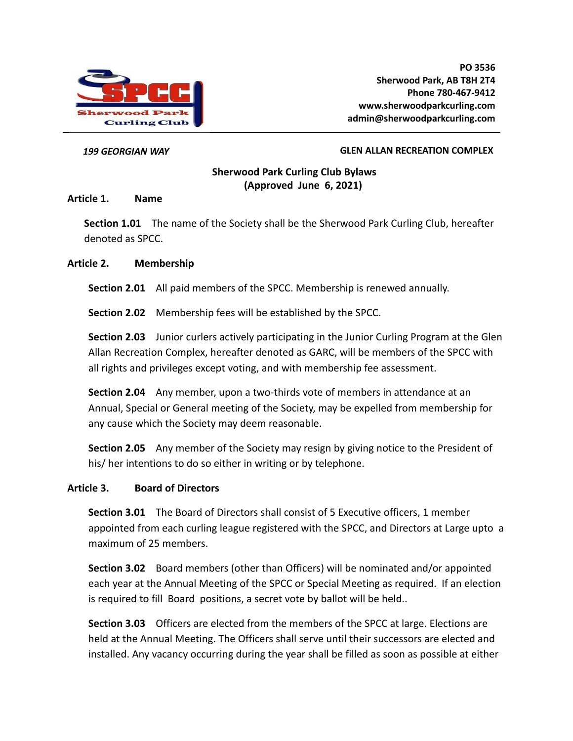PO 3536
Sherwood Park, AB T8H 2T4
Phone 780-467-9412
www.sherwoodparkcurling.com
admin@sherwoodparkcurling.com

*199 GEORGIAN WAY* **GLEN ALLAN RECREATION COMPLEX**

# Sherwood Park Curling Club Bylaws
## (Approved June 6, 2021)

### Article 1. Name

**Section 1.01** The name of the Society shall be the Sherwood Park Curling Club, hereafter denoted as SPCC.

### Article 2. Membership

**Section 2.01** All paid members of the SPCC. Membership is renewed annually.

**Section 2.02** Membership fees will be established by the SPCC.

**Section 2.03** Junior curlers actively participating in the Junior Curling Program at the Glen Allan Recreation Complex, hereafter denoted as GARC, will be members of the SPCC with all rights and privileges except voting, and with membership fee assessment.

**Section 2.04** Any member, upon a two-thirds vote of members in attendance at an Annual, Special or General meeting of the Society, may be expelled from membership for any cause which the Society may deem reasonable.

**Section 2.05** Any member of the Society may resign by giving notice to the President of his/ her intentions to do so either in writing or by telephone.

### Article 3. Board of Directors

**Section 3.01** The Board of Directors shall consist of 5 Executive officers, 1 member appointed from each curling league registered with the SPCC, and Directors at Large upto a maximum of 25 members.

**Section 3.02** Board members (other than Officers) will be nominated and/or appointed each year at the Annual Meeting of the SPCC or Special Meeting as required. If an election is required to fill Board positions, a secret vote by ballot will be held..

**Section 3.03** Officers are elected from the members of the SPCC at large. Elections are held at the Annual Meeting. The Officers shall serve until their successors are elected and installed. Any vacancy occurring during the year shall be filled as soon as possible at either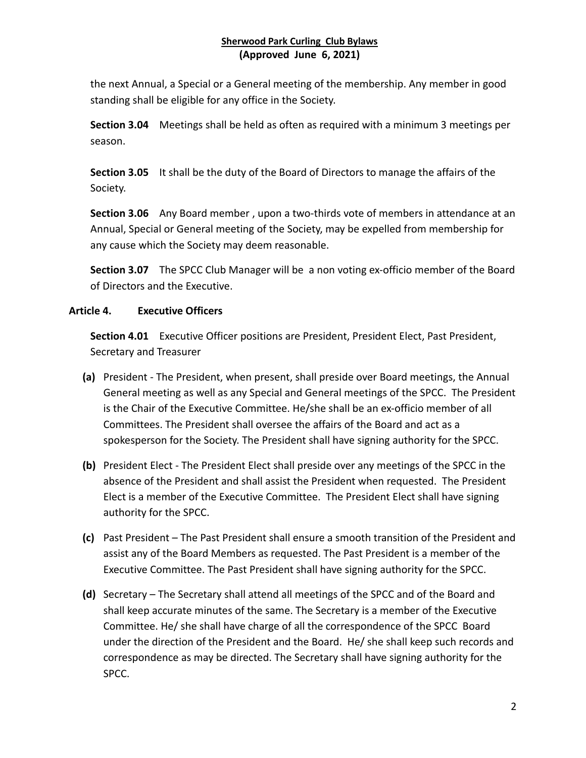the next Annual, a Special or a General meeting of the membership. Any member in good standing shall be eligible for any office in the Society.

**Section 3.04** Meetings shall be held as often as required with a minimum 3 meetings per season.

**Section 3.05** It shall be the duty of the Board of Directors to manage the affairs of the Society.

**Section 3.06** Any Board member , upon a two-thirds vote of members in attendance at an Annual, Special or General meeting of the Society, may be expelled from membership for any cause which the Society may deem reasonable.

**Section 3.07** The SPCC Club Manager will be a non voting ex-officio member of the Board of Directors and the Executive.

## Article 4. Executive Officers

**Section 4.01** Executive Officer positions are President, President Elect, Past President, Secretary and Treasurer

**(a)** President - The President, when present, shall preside over Board meetings, the Annual General meeting as well as any Special and General meetings of the SPCC. The President is the Chair of the Executive Committee. He/she shall be an ex-officio member of all Committees. The President shall oversee the affairs of the Board and act as a spokesperson for the Society. The President shall have signing authority for the SPCC.

**(b)** President Elect - The President Elect shall preside over any meetings of the SPCC in the absence of the President and shall assist the President when requested. The President Elect is a member of the Executive Committee. The President Elect shall have signing authority for the SPCC.

**(c)** Past President – The Past President shall ensure a smooth transition of the President and assist any of the Board Members as requested. The Past President is a member of the Executive Committee. The Past President shall have signing authority for the SPCC.

**(d)** Secretary – The Secretary shall attend all meetings of the SPCC and of the Board and shall keep accurate minutes of the same. The Secretary is a member of the Executive Committee. He/ she shall have charge of all the correspondence of the SPCC Board under the direction of the President and the Board. He/ she shall keep such records and correspondence as may be directed. The Secretary shall have signing authority for the SPCC.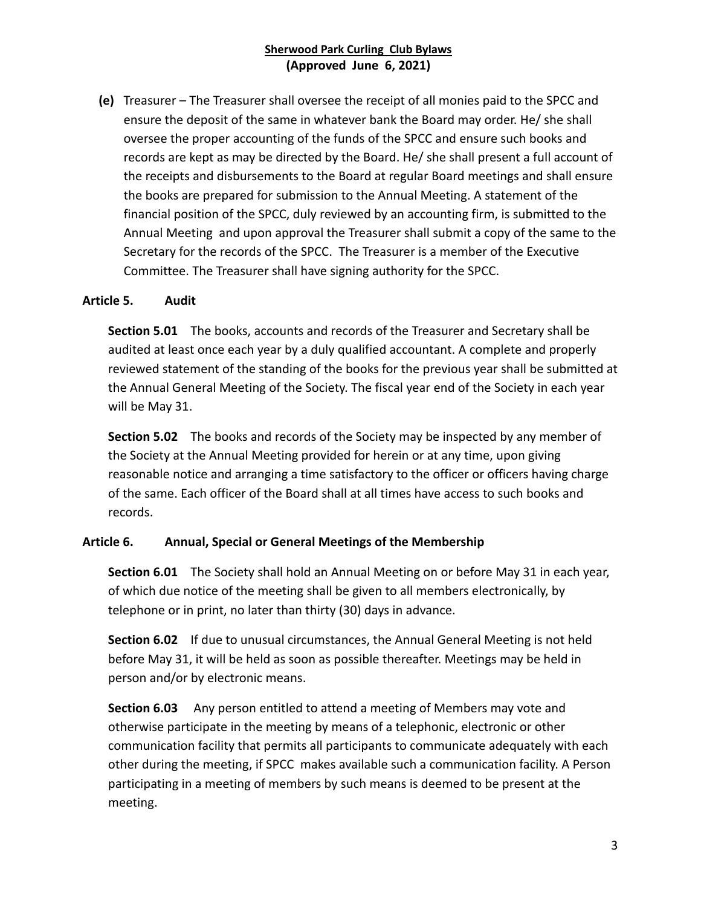**(e)** Treasurer – The Treasurer shall oversee the receipt of all monies paid to the SPCC and ensure the deposit of the same in whatever bank the Board may order. He/ she shall oversee the proper accounting of the funds of the SPCC and ensure such books and records are kept as may be directed by the Board. He/ she shall present a full account of the receipts and disbursements to the Board at regular Board meetings and shall ensure the books are prepared for submission to the Annual Meeting. A statement of the financial position of the SPCC, duly reviewed by an accounting firm, is submitted to the Annual Meeting and upon approval the Treasurer shall submit a copy of the same to the Secretary for the records of the SPCC. The Treasurer is a member of the Executive Committee. The Treasurer shall have signing authority for the SPCC.

## Article 5. Audit

**Section 5.01** The books, accounts and records of the Treasurer and Secretary shall be audited at least once each year by a duly qualified accountant. A complete and properly reviewed statement of the standing of the books for the previous year shall be submitted at the Annual General Meeting of the Society. The fiscal year end of the Society in each year will be May 31.

**Section 5.02** The books and records of the Society may be inspected by any member of the Society at the Annual Meeting provided for herein or at any time, upon giving reasonable notice and arranging a time satisfactory to the officer or officers having charge of the same. Each officer of the Board shall at all times have access to such books and records.

## Article 6. Annual, Special or General Meetings of the Membership

**Section 6.01** The Society shall hold an Annual Meeting on or before May 31 in each year, of which due notice of the meeting shall be given to all members electronically, by telephone or in print, no later than thirty (30) days in advance.

**Section 6.02** If due to unusual circumstances, the Annual General Meeting is not held before May 31, it will be held as soon as possible thereafter. Meetings may be held in person and/or by electronic means.

**Section 6.03** Any person entitled to attend a meeting of Members may vote and otherwise participate in the meeting by means of a telephonic, electronic or other communication facility that permits all participants to communicate adequately with each other during the meeting, if SPCC makes available such a communication facility. A Person participating in a meeting of members by such means is deemed to be present at the meeting.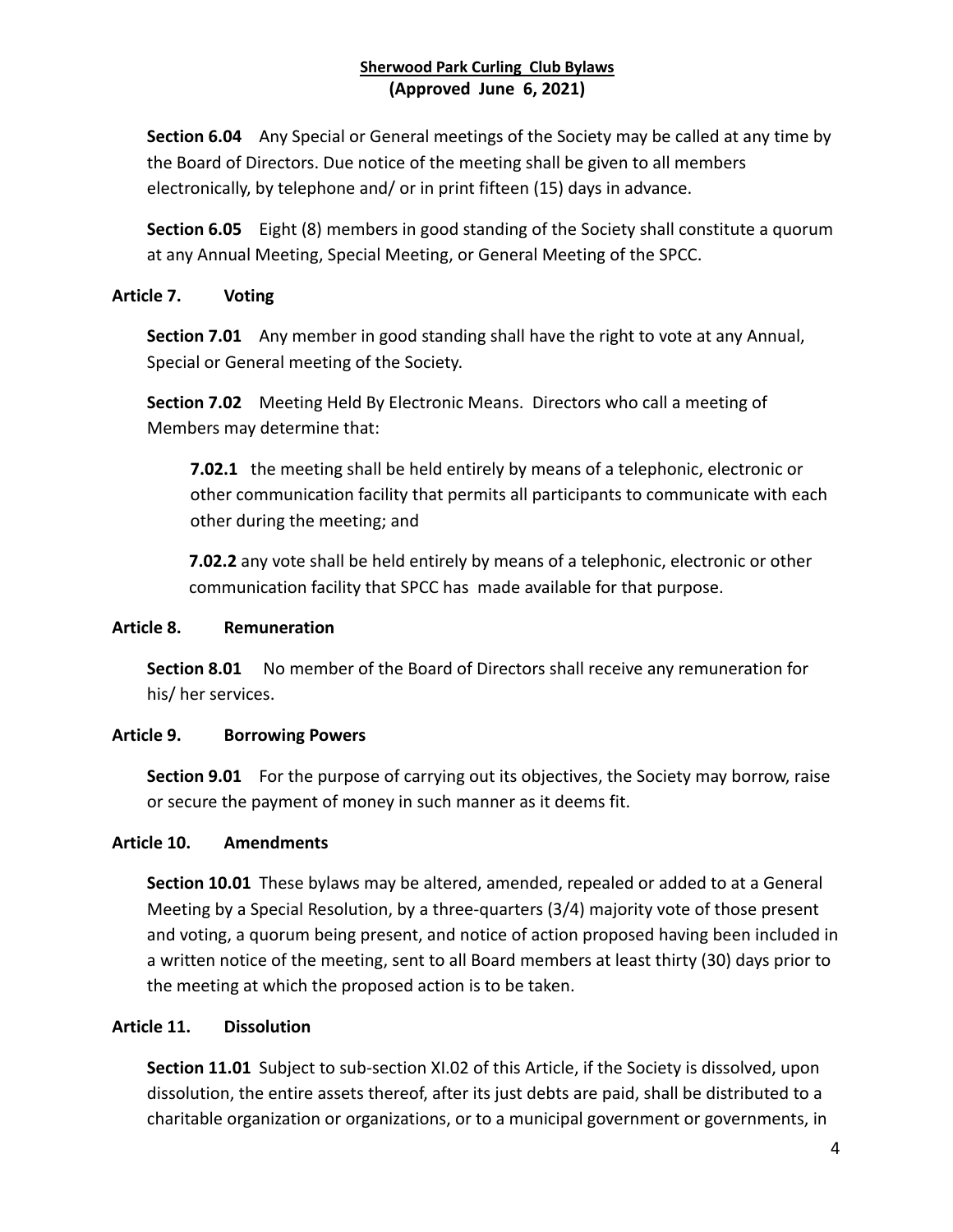**Section 6.04** Any Special or General meetings of the Society may be called at any time by the Board of Directors. Due notice of the meeting shall be given to all members electronically, by telephone and/ or in print fifteen (15) days in advance.

**Section 6.05** Eight (8) members in good standing of the Society shall constitute a quorum at any Annual Meeting, Special Meeting, or General Meeting of the SPCC.

## Article 7. Voting

**Section 7.01** Any member in good standing shall have the right to vote at any Annual, Special or General meeting of the Society.

**Section 7.02** Meeting Held By Electronic Means. Directors who call a meeting of Members may determine that:

**7.02.1** the meeting shall be held entirely by means of a telephonic, electronic or other communication facility that permits all participants to communicate with each other during the meeting; and

**7.02.2** any vote shall be held entirely by means of a telephonic, electronic or other communication facility that SPCC has made available for that purpose.

## Article 8. Remuneration

**Section 8.01** No member of the Board of Directors shall receive any remuneration for his/ her services.

## Article 9. Borrowing Powers

**Section 9.01** For the purpose of carrying out its objectives, the Society may borrow, raise or secure the payment of money in such manner as it deems fit.

## Article 10. Amendments

**Section 10.01** These bylaws may be altered, amended, repealed or added to at a General Meeting by a Special Resolution, by a three-quarters (3/4) majority vote of those present and voting, a quorum being present, and notice of action proposed having been included in a written notice of the meeting, sent to all Board members at least thirty (30) days prior to the meeting at which the proposed action is to be taken.

## Article 11. Dissolution

**Section 11.01** Subject to sub-section XI.02 of this Article, if the Society is dissolved, upon dissolution, the entire assets thereof, after its just debts are paid, shall be distributed to a charitable organization or organizations, or to a municipal government or governments, in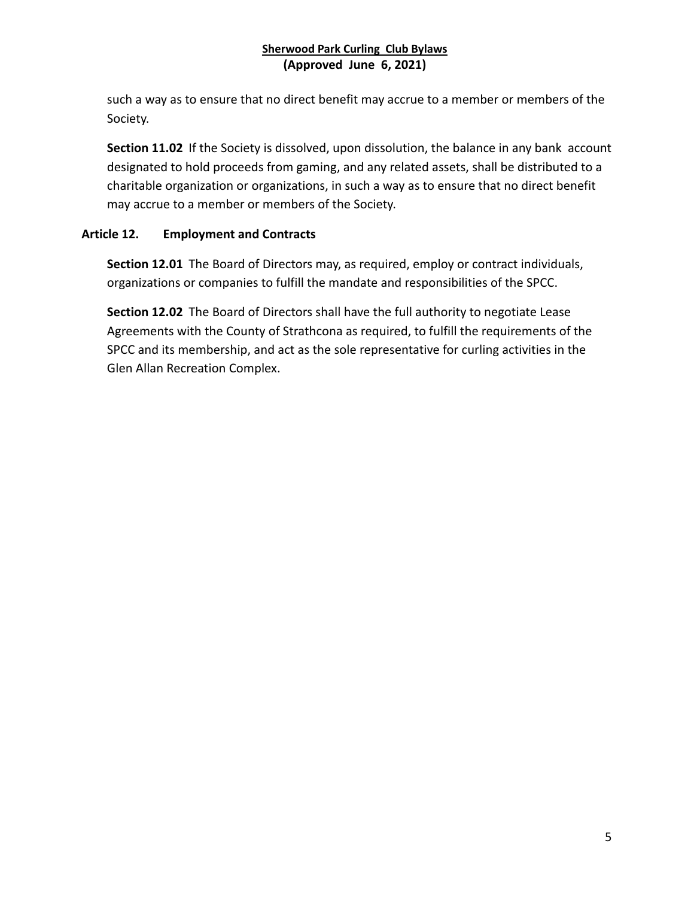such a way as to ensure that no direct benefit may accrue to a member or members of the Society.

**Section 11.02** If the Society is dissolved, upon dissolution, the balance in any bank account designated to hold proceeds from gaming, and any related assets, shall be distributed to a charitable organization or organizations, in such a way as to ensure that no direct benefit may accrue to a member or members of the Society.

## Article 12. Employment and Contracts

**Section 12.01** The Board of Directors may, as required, employ or contract individuals, organizations or companies to fulfill the mandate and responsibilities of the SPCC.

**Section 12.02** The Board of Directors shall have the full authority to negotiate Lease Agreements with the County of Strathcona as required, to fulfill the requirements of the SPCC and its membership, and act as the sole representative for curling activities in the Glen Allan Recreation Complex.